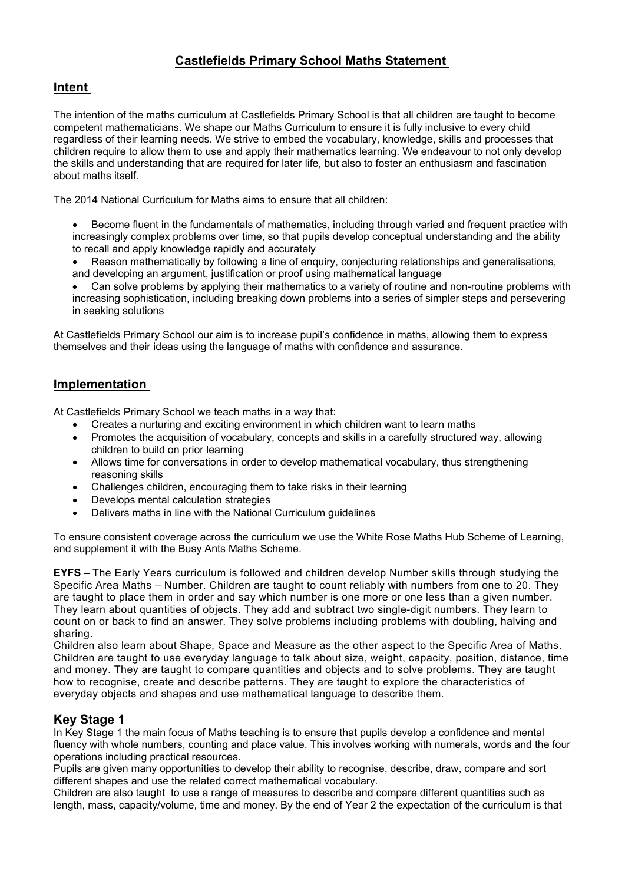# Castlefields Primary School Maths Statement

## Intent

The intention of the maths curriculum at Castlefields Primary School is that all children are taught to become competent mathematicians. We shape our Maths Curriculum to ensure it is fully inclusive to every child regardless of their learning needs. We strive to embed the vocabulary, knowledge, skills and processes that children require to allow them to use and apply their mathematics learning. We endeavour to not only develop the skills and understanding that are required for later life, but also to foster an enthusiasm and fascination about maths itself.

The 2014 National Curriculum for Maths aims to ensure that all children:

- Become fluent in the fundamentals of mathematics, including through varied and frequent practice with increasingly complex problems over time, so that pupils develop conceptual understanding and the ability to recall and apply knowledge rapidly and accurately
- Reason mathematically by following a line of enquiry, conjecturing relationships and generalisations, and developing an argument, justification or proof using mathematical language
- Can solve problems by applying their mathematics to a variety of routine and non-routine problems with increasing sophistication, including breaking down problems into a series of simpler steps and persevering in seeking solutions

At Castlefields Primary School our aim is to increase pupil's confidence in maths, allowing them to express themselves and their ideas using the language of maths with confidence and assurance.

## Implementation

At Castlefields Primary School we teach maths in a way that:

- Creates a nurturing and exciting environment in which children want to learn maths
- Promotes the acquisition of vocabulary, concepts and skills in a carefully structured way, allowing children to build on prior learning
- Allows time for conversations in order to develop mathematical vocabulary, thus strengthening reasoning skills
- Challenges children, encouraging them to take risks in their learning
- Develops mental calculation strategies
- Delivers maths in line with the National Curriculum guidelines

To ensure consistent coverage across the curriculum we use the White Rose Maths Hub Scheme of Learning, and supplement it with the Busy Ants Maths Scheme.

**EYFS** – The Early Years curriculum is followed and children develop Number skills through studying the Specific Area Maths – Number. Children are taught to count reliably with numbers from one to 20. They are taught to place them in order and say which number is one more or one less than a given number. They learn about quantities of objects. They add and subtract two single-digit numbers. They learn to count on or back to find an answer. They solve problems including problems with doubling, halving and sharing.

Children also learn about Shape, Space and Measure as the other aspect to the Specific Area of Maths. Children are taught to use everyday language to talk about size, weight, capacity, position, distance, time and money. They are taught to compare quantities and objects and to solve problems. They are taught how to recognise, create and describe patterns. They are taught to explore the characteristics of everyday objects and shapes and use mathematical language to describe them.

## Key Stage 1

In Key Stage 1 the main focus of Maths teaching is to ensure that pupils develop a confidence and mental fluency with whole numbers, counting and place value. This involves working with numerals, words and the four operations including practical resources.

Pupils are given many opportunities to develop their ability to recognise, describe, draw, compare and sort different shapes and use the related correct mathematical vocabulary.

Children are also taught to use a range of measures to describe and compare different quantities such as length, mass, capacity/volume, time and money. By the end of Year 2 the expectation of the curriculum is that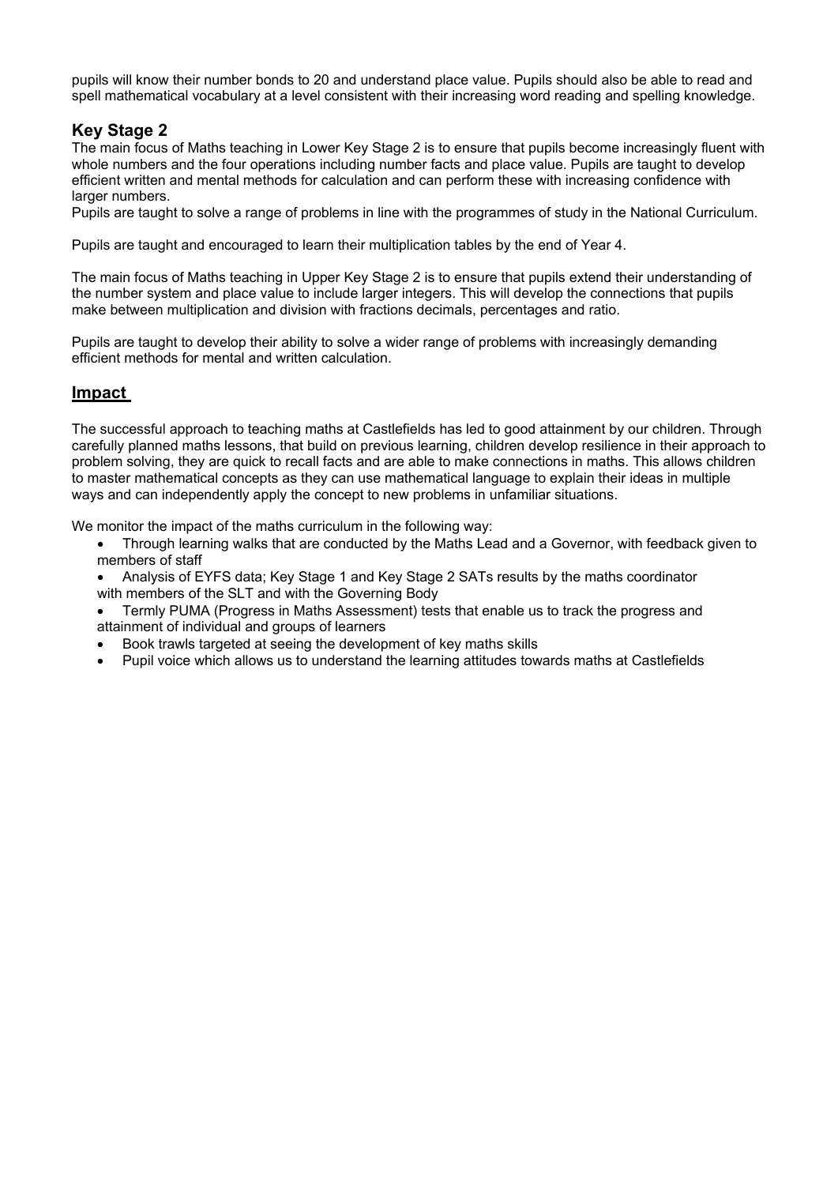pupils will know their number bonds to 20 and understand place value. Pupils should also be able to read and spell mathematical vocabulary at a level consistent with their increasing word reading and spelling knowledge.

## Key Stage 2

The main focus of Maths teaching in Lower Key Stage 2 is to ensure that pupils become increasingly fluent with whole numbers and the four operations including number facts and place value. Pupils are taught to develop efficient written and mental methods for calculation and can perform these with increasing confidence with larger numbers.
Pupils are taught to solve a range of problems in line with the programmes of study in the National Curriculum.

Pupils are taught and encouraged to learn their multiplication tables by the end of Year 4.

The main focus of Maths teaching in Upper Key Stage 2 is to ensure that pupils extend their understanding of the number system and place value to include larger integers. This will develop the connections that pupils make between multiplication and division with fractions decimals, percentages and ratio.

Pupils are taught to develop their ability to solve a wider range of problems with increasingly demanding efficient methods for mental and written calculation.

## Impact

The successful approach to teaching maths at Castlefields has led to good attainment by our children. Through carefully planned maths lessons, that build on previous learning, children develop resilience in their approach to problem solving, they are quick to recall facts and are able to make connections in maths. This allows children to master mathematical concepts as they can use mathematical language to explain their ideas in multiple ways and can independently apply the concept to new problems in unfamiliar situations.

We monitor the impact of the maths curriculum in the following way:

- Through learning walks that are conducted by the Maths Lead and a Governor, with feedback given to members of staff
- Analysis of EYFS data; Key Stage 1 and Key Stage 2 SATs results by the maths coordinator with members of the SLT and with the Governing Body
- Termly PUMA (Progress in Maths Assessment) tests that enable us to track the progress and attainment of individual and groups of learners
- Book trawls targeted at seeing the development of key maths skills
- Pupil voice which allows us to understand the learning attitudes towards maths at Castlefields